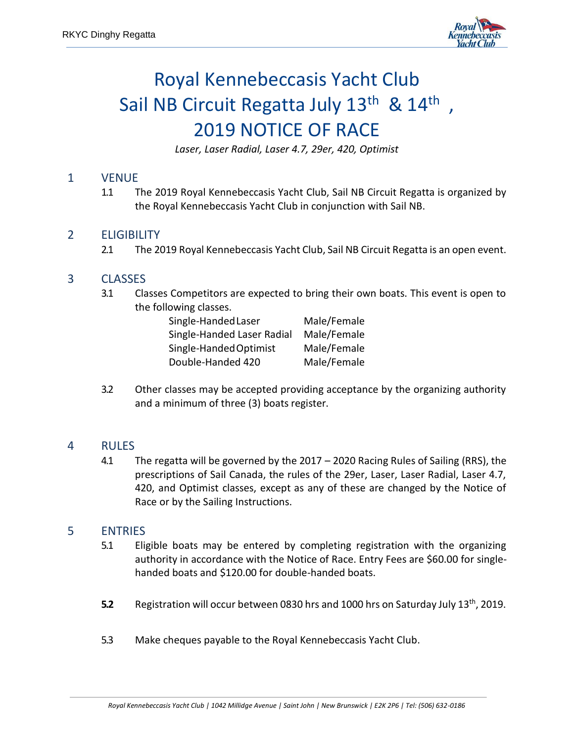# Royal Kennebeccasis Yacht Club
# Sail NB Circuit Regatta July 13th & 14th ,
# 2019 NOTICE OF RACE

*Laser, Laser Radial, Laser 4.7, 29er, 420, Optimist*

## 1 VENUE

1.1 The 2019 Royal Kennebeccasis Yacht Club, Sail NB Circuit Regatta is organized by the Royal Kennebeccasis Yacht Club in conjunction with Sail NB.

## 2 ELIGIBILITY

2.1 The 2019 Royal Kennebeccasis Yacht Club, Sail NB Circuit Regatta is an open event.

## 3 CLASSES

3.1 Classes Competitors are expected to bring their own boats. This event is open to the following classes.

| | |
|---|---|
| Single-Handed Laser | Male/Female |
| Single-Handed Laser Radial | Male/Female |
| Single-Handed Optimist | Male/Female |
| Double-Handed 420 | Male/Female |

3.2 Other classes may be accepted providing acceptance by the organizing authority and a minimum of three (3) boats register.

## 4 RULES

4.1 The regatta will be governed by the 2017 – 2020 Racing Rules of Sailing (RRS), the prescriptions of Sail Canada, the rules of the 29er, Laser, Laser Radial, Laser 4.7, 420, and Optimist classes, except as any of these are changed by the Notice of Race or by the Sailing Instructions.

## 5 ENTRIES

5.1 Eligible boats may be entered by completing registration with the organizing authority in accordance with the Notice of Race. Entry Fees are $60.00 for single-handed boats and $120.00 for double-handed boats.

**5.2** Registration will occur between 0830 hrs and 1000 hrs on Saturday July 13th, 2019.

5.3 Make cheques payable to the Royal Kennebeccasis Yacht Club.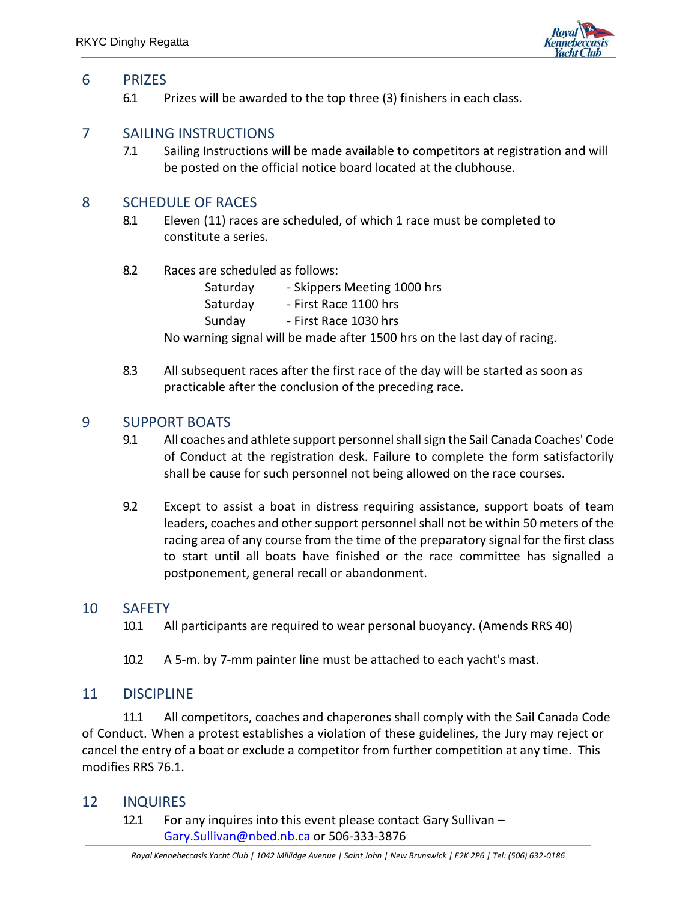## 6 PRIZES

6.1 Prizes will be awarded to the top three (3) finishers in each class.

## 7 SAILING INSTRUCTIONS

7.1 Sailing Instructions will be made available to competitors at registration and will be posted on the official notice board located at the clubhouse.

## 8 SCHEDULE OF RACES

8.1 Eleven (11) races are scheduled, of which 1 race must be completed to constitute a series.

8.2 Races are scheduled as follows:

| | |
|---|---|
| Saturday | - Skippers Meeting 1000 hrs |
| Saturday | - First Race 1100 hrs |
| Sunday | - First Race 1030 hrs |

No warning signal will be made after 1500 hrs on the last day of racing.

8.3 All subsequent races after the first race of the day will be started as soon as practicable after the conclusion of the preceding race.

## 9 SUPPORT BOATS

9.1 All coaches and athlete support personnel shall sign the Sail Canada Coaches' Code of Conduct at the registration desk. Failure to complete the form satisfactorily shall be cause for such personnel not being allowed on the race courses.

9.2 Except to assist a boat in distress requiring assistance, support boats of team leaders, coaches and other support personnel shall not be within 50 meters of the racing area of any course from the time of the preparatory signal for the first class to start until all boats have finished or the race committee has signalled a postponement, general recall or abandonment.

## 10 SAFETY

10.1 All participants are required to wear personal buoyancy. (Amends RRS 40)

10.2 A 5-m. by 7-mm painter line must be attached to each yacht's mast.

## 11 DISCIPLINE

11.1 All competitors, coaches and chaperones shall comply with the Sail Canada Code of Conduct. When a protest establishes a violation of these guidelines, the Jury may reject or cancel the entry of a boat or exclude a competitor from further competition at any time. This modifies RRS 76.1.

## 12 INQUIRES

12.1 For any inquires into this event please contact Gary Sullivan – Gary.Sullivan@nbed.nb.ca or 506-333-3876